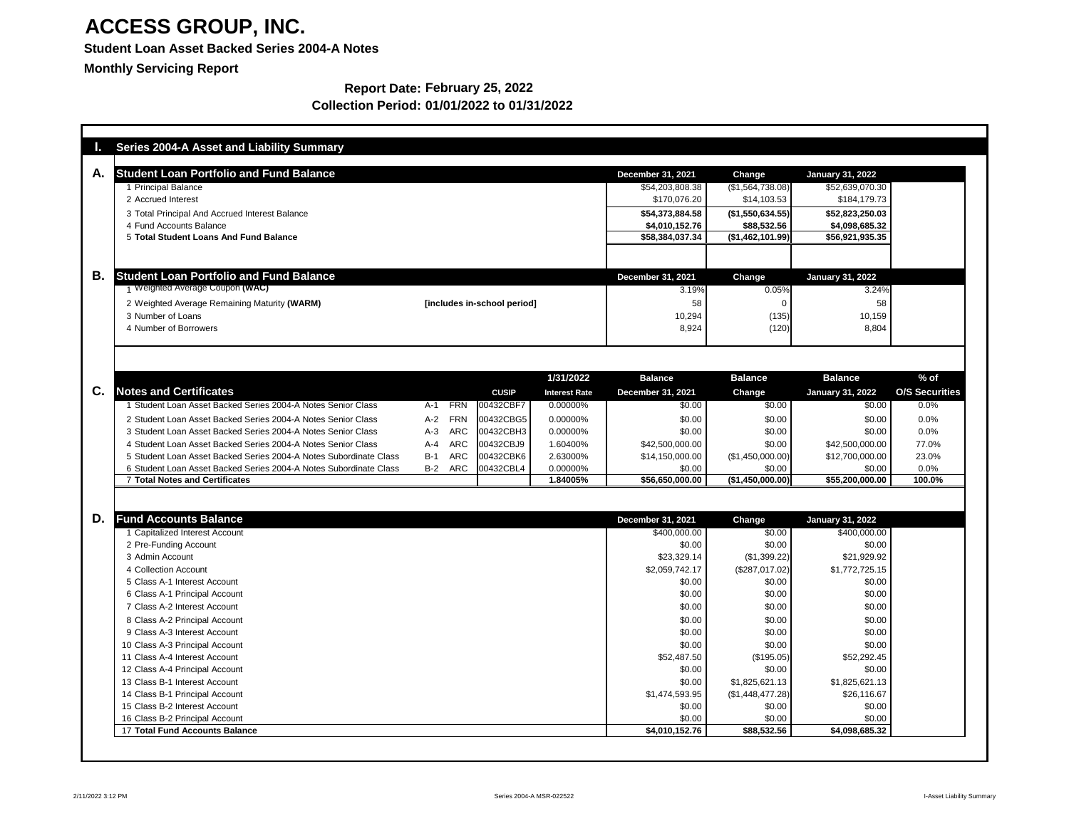# ACCESS GROUP, INC.

**Student Loan Asset Backed Series 2004-A Notes**

**Monthly Servicing Report**

**Report Date: February 25, 2022**

**Collection Period: 01/01/2022 to 01/31/2022**

## I. Series 2004-A Asset and Liability Summary

### A. Student Loan Portfolio and Fund Balance

| | December 31, 2021 | Change | January 31, 2022 |
|---|---|---|---|
| 1 Principal Balance | $54,203,808.38 | ($1,564,738.08) | $52,639,070.30 |
| 2 Accrued Interest | $170,076.20 | $14,103.53 | $184,179.73 |
| 3 Total Principal And Accrued Interest Balance | **$54,373,884.58** | **($1,550,634.55)** | **$52,823,250.03** |
| 4 Fund Accounts Balance | **$4,010,152.76** | **$88,532.56** | **$4,098,685.32** |
| 5 **Total Student Loans And Fund Balance** | **$58,384,037.34** | **($1,462,101.99)** | **$56,921,935.35** |

### B. Student Loan Portfolio and Fund Balance

| | | December 31, 2021 | Change | January 31, 2022 |
|---|---|---|---|---|
| 1 Weighted Average Coupon **(WAC)** | | 3.19% | 0.05% | 3.24% |
| 2 Weighted Average Remaining Maturity **(WARM)** | **[includes in-school period]** | 58 | 0 | 58 |
| 3 Number of Loans | | 10,294 | (135) | 10,159 |
| 4 Number of Borrowers | | 8,924 | (120) | 8,804 |

### C. Notes and Certificates

| Notes and Certificates | | | CUSIP | 1/31/2022 Interest Rate | Balance December 31, 2021 | Balance Change | Balance January 31, 2022 | % of O/S Securities |
|---|---|---|---|---|---|---|---|---|
| 1 Student Loan Asset Backed Series 2004-A Notes Senior Class | A-1 | FRN | 00432CBF7 | 0.00000% | $0.00 | $0.00 | $0.00 | 0.0% |
| 2 Student Loan Asset Backed Series 2004-A Notes Senior Class | A-2 | FRN | 00432CBG5 | 0.00000% | $0.00 | $0.00 | $0.00 | 0.0% |
| 3 Student Loan Asset Backed Series 2004-A Notes Senior Class | A-3 | ARC | 00432CBH3 | 0.00000% | $0.00 | $0.00 | $0.00 | 0.0% |
| 4 Student Loan Asset Backed Series 2004-A Notes Senior Class | A-4 | ARC | 00432CBJ9 | 1.60400% | $42,500,000.00 | $0.00 | $42,500,000.00 | 77.0% |
| 5 Student Loan Asset Backed Series 2004-A Notes Subordinate Class | B-1 | ARC | 00432CBK6 | 2.63000% | $14,150,000.00 | ($1,450,000.00) | $12,700,000.00 | 23.0% |
| 6 Student Loan Asset Backed Series 2004-A Notes Subordinate Class | B-2 | ARC | 00432CBL4 | 0.00000% | $0.00 | $0.00 | $0.00 | 0.0% |
| 7 **Total Notes and Certificates** | | | | **1.84005%** | **$56,650,000.00** | **($1,450,000.00)** | **$55,200,000.00** | **100.0%** |

### D. Fund Accounts Balance

| | December 31, 2021 | Change | January 31, 2022 |
|---|---|---|---|
| 1 Capitalized Interest Account | $400,000.00 | $0.00 | $400,000.00 |
| 2 Pre-Funding Account | $0.00 | $0.00 | $0.00 |
| 3 Admin Account | $23,329.14 | ($1,399.22) | $21,929.92 |
| 4 Collection Account | $2,059,742.17 | ($287,017.02) | $1,772,725.15 |
| 5 Class A-1 Interest Account | $0.00 | $0.00 | $0.00 |
| 6 Class A-1 Principal Account | $0.00 | $0.00 | $0.00 |
| 7 Class A-2 Interest Account | $0.00 | $0.00 | $0.00 |
| 8 Class A-2 Principal Account | $0.00 | $0.00 | $0.00 |
| 9 Class A-3 Interest Account | $0.00 | $0.00 | $0.00 |
| 10 Class A-3 Principal Account | $0.00 | $0.00 | $0.00 |
| 11 Class A-4 Interest Account | $52,487.50 | ($195.05) | $52,292.45 |
| 12 Class A-4 Principal Account | $0.00 | $0.00 | $0.00 |
| 13 Class B-1 Interest Account | $0.00 | $1,825,621.13 | $1,825,621.13 |
| 14 Class B-1 Principal Account | $1,474,593.95 | ($1,448,477.28) | $26,116.67 |
| 15 Class B-2 Interest Account | $0.00 | $0.00 | $0.00 |
| 16 Class B-2 Principal Account | $0.00 | $0.00 | $0.00 |
| 17 **Total Fund Accounts Balance** | **$4,010,152.76** | **$88,532.56** | **$4,098,685.32** |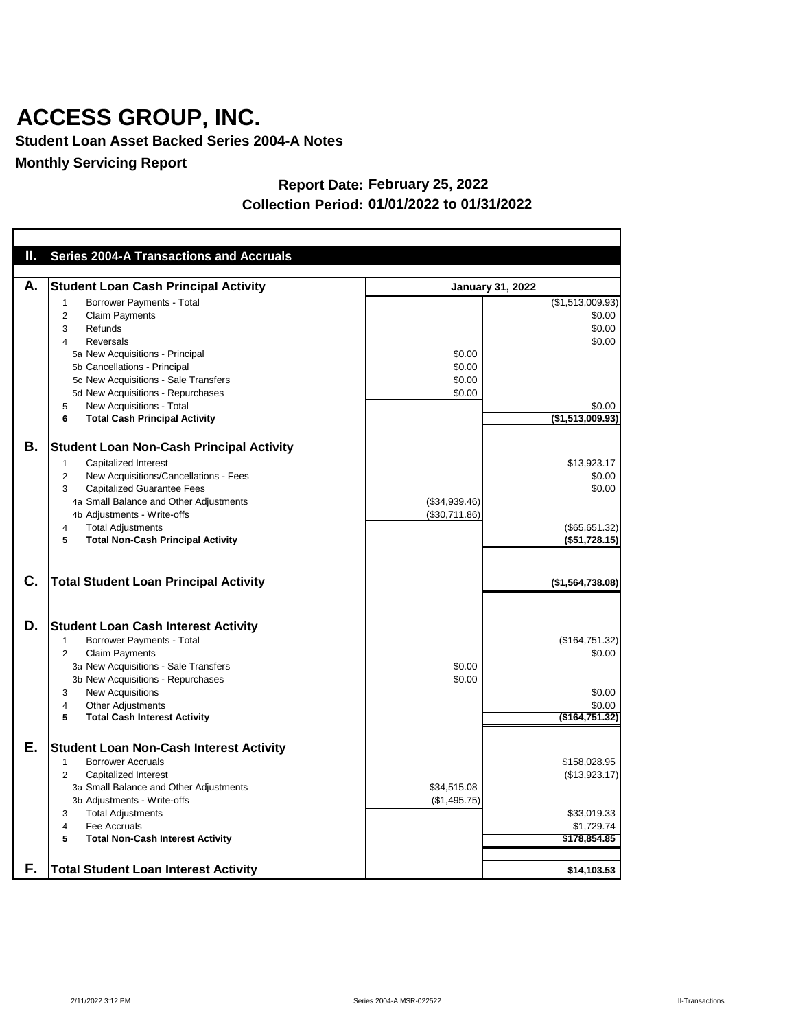# ACCESS GROUP, INC.

**Student Loan Asset Backed Series 2004-A Notes**

**Monthly Servicing Report**

**Report Date: February 25, 2022**

**Collection Period: 01/01/2022 to 01/31/2022**

## II. Series 2004-A Transactions and Accruals

| | | | January 31, 2022 |
|---|---|---|---|
| **A.** | **Student Loan Cash Principal Activity** | | |
| | 1 Borrower Payments - Total | | ($1,513,009.93) |
| | 2 Claim Payments | | $0.00 |
| | 3 Refunds | | $0.00 |
| | 4 Reversals | | $0.00 |
| | 5a New Acquisitions - Principal | $0.00 | |
| | 5b Cancellations - Principal | $0.00 | |
| | 5c New Acquisitions - Sale Transfers | $0.00 | |
| | 5d New Acquisitions - Repurchases | $0.00 | |
| | 5 New Acquisitions - Total | | $0.00 |
| | **6 Total Cash Principal Activity** | | **($1,513,009.93)** |
| **B.** | **Student Loan Non-Cash Principal Activity** | | |
| | 1 Capitalized Interest | | $13,923.17 |
| | 2 New Acquisitions/Cancellations - Fees | | $0.00 |
| | 3 Capitalized Guarantee Fees | | $0.00 |
| | 4a Small Balance and Other Adjustments | ($34,939.46) | |
| | 4b Adjustments - Write-offs | ($30,711.86) | |
| | 4 Total Adjustments | | ($65,651.32) |
| | **5 Total Non-Cash Principal Activity** | | **($51,728.15)** |
| **C.** | **Total Student Loan Principal Activity** | | **($1,564,738.08)** |
| **D.** | **Student Loan Cash Interest Activity** | | |
| | 1 Borrower Payments - Total | | ($164,751.32) |
| | 2 Claim Payments | | $0.00 |
| | 3a New Acquisitions - Sale Transfers | $0.00 | |
| | 3b New Acquisitions - Repurchases | $0.00 | |
| | 3 New Acquisitions | | $0.00 |
| | 4 Other Adjustments | | $0.00 |
| | **5 Total Cash Interest Activity** | | **($164,751.32)** |
| **E.** | **Student Loan Non-Cash Interest Activity** | | |
| | 1 Borrower Accruals | | $158,028.95 |
| | 2 Capitalized Interest | | ($13,923.17) |
| | 3a Small Balance and Other Adjustments | $34,515.08 | |
| | 3b Adjustments - Write-offs | ($1,495.75) | |
| | 3 Total Adjustments | | $33,019.33 |
| | 4 Fee Accruals | | $1,729.74 |
| | **5 Total Non-Cash Interest Activity** | | **$178,854.85** |
| **F.** | **Total Student Loan Interest Activity** | | **$14,103.53** |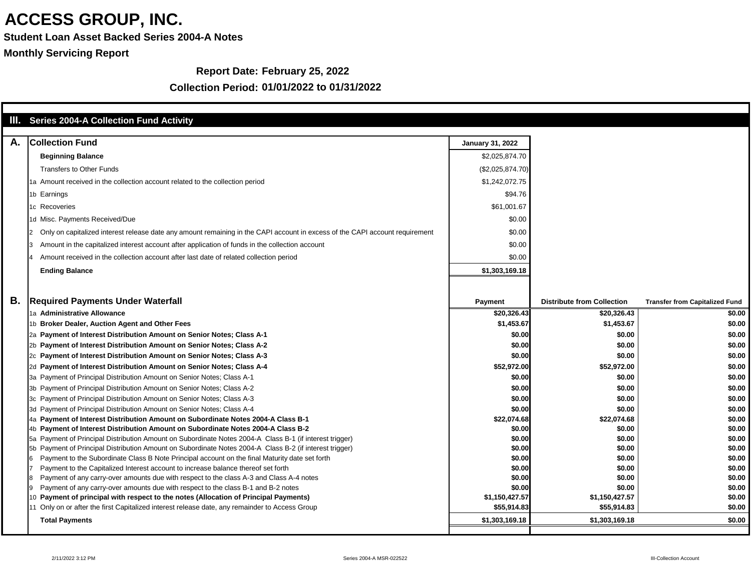# ACCESS GROUP, INC.

**Student Loan Asset Backed Series 2004-A Notes**

**Monthly Servicing Report**

**Report Date: February 25, 2022**

**Collection Period: 01/01/2022 to 01/31/2022**

## III. Series 2004-A Collection Fund Activity

| A. | Collection Fund | January 31, 2022 |
|---|---|---|
| | **Beginning Balance** | $2,025,874.70 |
| | Transfers to Other Funds | ($2,025,874.70) |
| | 1a Amount received in the collection account related to the collection period | $1,242,072.75 |
| | 1b Earnings | $94.76 |
| | 1c Recoveries | $61,001.67 |
| | 1d Misc. Payments Received/Due | $0.00 |
| | 2 Only on capitalized interest release date any amount remaining in the CAPI account in excess of the CAPI account requirement | $0.00 |
| | 3 Amount in the capitalized interest account after application of funds in the collection account | $0.00 |
| | 4 Amount received in the collection account after last date of related collection period | $0.00 |
| | **Ending Balance** | **$1,303,169.18** |

| B. | Required Payments Under Waterfall | Payment | Distribute from Collection | Transfer from Capitalized Fund |
|---|---|---|---|---|
| | 1a **Administrative Allowance** | $20,326.43 | $20,326.43 | $0.00 |
| | 1b **Broker Dealer, Auction Agent and Other Fees** | $1,453.67 | $1,453.67 | $0.00 |
| | 2a **Payment of Interest Distribution Amount on Senior Notes; Class A-1** | $0.00 | $0.00 | $0.00 |
| | 2b **Payment of Interest Distribution Amount on Senior Notes; Class A-2** | $0.00 | $0.00 | $0.00 |
| | 2c **Payment of Interest Distribution Amount on Senior Notes; Class A-3** | $0.00 | $0.00 | $0.00 |
| | 2d **Payment of Interest Distribution Amount on Senior Notes; Class A-4** | $52,972.00 | $52,972.00 | $0.00 |
| | 3a Payment of Principal Distribution Amount on Senior Notes; Class A-1 | $0.00 | $0.00 | $0.00 |
| | 3b Payment of Principal Distribution Amount on Senior Notes; Class A-2 | $0.00 | $0.00 | $0.00 |
| | 3c Payment of Principal Distribution Amount on Senior Notes; Class A-3 | $0.00 | $0.00 | $0.00 |
| | 3d Payment of Principal Distribution Amount on Senior Notes; Class A-4 | $0.00 | $0.00 | $0.00 |
| | 4a **Payment of Interest Distribution Amount on Subordinate Notes 2004-A Class B-1** | $22,074.68 | $22,074.68 | $0.00 |
| | 4b **Payment of Interest Distribution Amount on Subordinate Notes 2004-A Class B-2** | $0.00 | $0.00 | $0.00 |
| | 5a Payment of Principal Distribution Amount on Subordinate Notes 2004-A Class B-1 (if interest trigger) | $0.00 | $0.00 | $0.00 |
| | 5b Payment of Principal Distribution Amount on Subordinate Notes 2004-A Class B-2 (if interest trigger) | $0.00 | $0.00 | $0.00 |
| | 6 Payment to the Subordinate Class B Note Principal account on the final Maturity date set forth | $0.00 | $0.00 | $0.00 |
| | 7 Payment to the Capitalized Interest account to increase balance thereof set forth | $0.00 | $0.00 | $0.00 |
| | 8 Payment of any carry-over amounts due with respect to the class A-3 and Class A-4 notes | $0.00 | $0.00 | $0.00 |
| | 9 Payment of any carry-over amounts due with respect to the class B-1 and B-2 notes | $0.00 | $0.00 | $0.00 |
| | 10 **Payment of principal with respect to the notes (Allocation of Principal Payments)** | $1,150,427.57 | $1,150,427.57 | $0.00 |
| | 11 Only on or after the first Capitalized interest release date, any remainder to Access Group | $55,914.83 | $55,914.83 | $0.00 |
| | **Total Payments** | **$1,303,169.18** | **$1,303,169.18** | **$0.00** |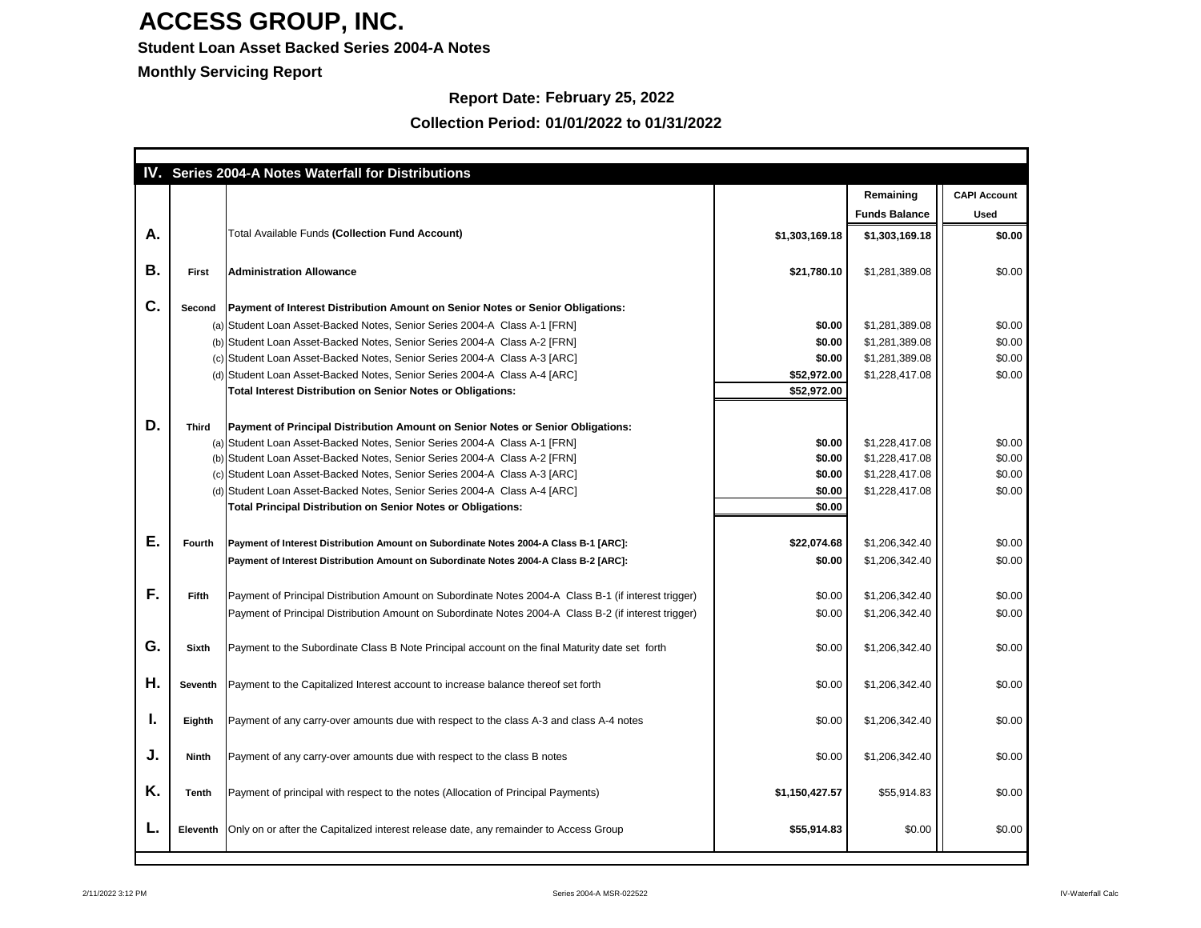# ACCESS GROUP, INC.

**Student Loan Asset Backed Series 2004-A Notes**

**Monthly Servicing Report**

**Report Date: February 25, 2022**

**Collection Period: 01/01/2022 to 01/31/2022**

| IV. | Series 2004-A Notes Waterfall for Distributions | | | | |
|---|---|---|---|---|---|
| | | | | **Remaining Funds Balance** | **CAPI Account Used** |
| **A.** | | Total Available Funds **(Collection Fund Account)** | **$1,303,169.18** | **$1,303,169.18** | **$0.00** |
| **B.** | **First** | **Administration Allowance** | **$21,780.10** | $1,281,389.08 | $0.00 |
| **C.** | **Second** | **Payment of Interest Distribution Amount on Senior Notes or Senior Obligations:** | | | |
| | (a) | Student Loan Asset-Backed Notes, Senior Series 2004-A Class A-1 [FRN] | **$0.00** | $1,281,389.08 | $0.00 |
| | (b) | Student Loan Asset-Backed Notes, Senior Series 2004-A Class A-2 [FRN] | **$0.00** | $1,281,389.08 | $0.00 |
| | (c) | Student Loan Asset-Backed Notes, Senior Series 2004-A Class A-3 [ARC] | **$0.00** | $1,281,389.08 | $0.00 |
| | (d) | Student Loan Asset-Backed Notes, Senior Series 2004-A Class A-4 [ARC] | **$52,972.00** | $1,228,417.08 | $0.00 |
| | | **Total Interest Distribution on Senior Notes or Obligations:** | **$52,972.00** | | |
| **D.** | **Third** | **Payment of Principal Distribution Amount on Senior Notes or Senior Obligations:** | | | |
| | (a) | Student Loan Asset-Backed Notes, Senior Series 2004-A Class A-1 [FRN] | **$0.00** | $1,228,417.08 | $0.00 |
| | (b) | Student Loan Asset-Backed Notes, Senior Series 2004-A Class A-2 [FRN] | **$0.00** | $1,228,417.08 | $0.00 |
| | (c) | Student Loan Asset-Backed Notes, Senior Series 2004-A Class A-3 [ARC] | **$0.00** | $1,228,417.08 | $0.00 |
| | (d) | Student Loan Asset-Backed Notes, Senior Series 2004-A Class A-4 [ARC] | **$0.00** | $1,228,417.08 | $0.00 |
| | | **Total Principal Distribution on Senior Notes or Obligations:** | **$0.00** | | |
| **E.** | **Fourth** | **Payment of Interest Distribution Amount on Subordinate Notes 2004-A Class B-1 [ARC]:** | **$22,074.68** | $1,206,342.40 | $0.00 |
| | | **Payment of Interest Distribution Amount on Subordinate Notes 2004-A Class B-2 [ARC]:** | **$0.00** | $1,206,342.40 | $0.00 |
| **F.** | **Fifth** | Payment of Principal Distribution Amount on Subordinate Notes 2004-A Class B-1 (if interest trigger) | $0.00 | $1,206,342.40 | $0.00 |
| | | Payment of Principal Distribution Amount on Subordinate Notes 2004-A Class B-2 (if interest trigger) | $0.00 | $1,206,342.40 | $0.00 |
| **G.** | **Sixth** | Payment to the Subordinate Class B Note Principal account on the final Maturity date set forth | $0.00 | $1,206,342.40 | $0.00 |
| **H.** | **Seventh** | Payment to the Capitalized Interest account to increase balance thereof set forth | $0.00 | $1,206,342.40 | $0.00 |
| **I.** | **Eighth** | Payment of any carry-over amounts due with respect to the class A-3 and class A-4 notes | $0.00 | $1,206,342.40 | $0.00 |
| **J.** | **Ninth** | Payment of any carry-over amounts due with respect to the class B notes | $0.00 | $1,206,342.40 | $0.00 |
| **K.** | **Tenth** | Payment of principal with respect to the notes (Allocation of Principal Payments) | **$1,150,427.57** | $55,914.83 | $0.00 |
| **L.** | **Eleventh** | Only on or after the Capitalized interest release date, any remainder to Access Group | **$55,914.83** | $0.00 | $0.00 |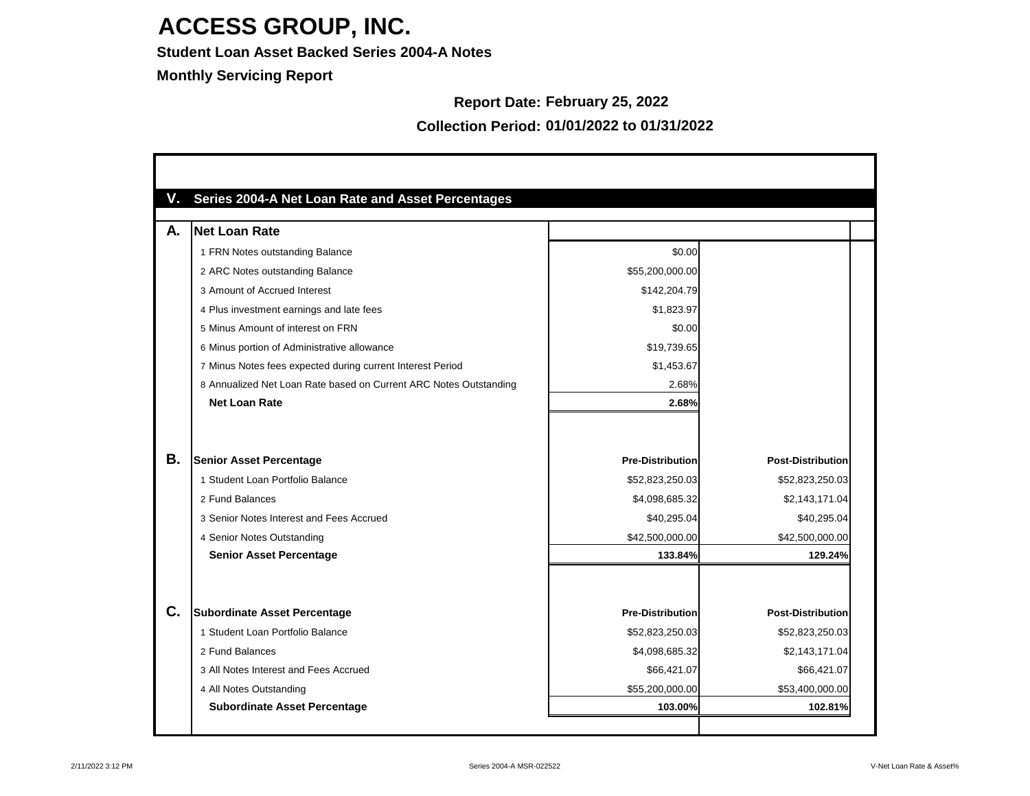# ACCESS GROUP, INC.

**Student Loan Asset Backed Series 2004-A Notes**

**Monthly Servicing Report**

**Report Date:** February 25, 2022

**Collection Period:** 01/01/2022 to 01/31/2022

## V. Series 2004-A Net Loan Rate and Asset Percentages

| | | | |
|---|---|---|---|
| **A.** | **Net Loan Rate** | | |
| | 1 FRN Notes outstanding Balance | $0.00 | |
| | 2 ARC Notes outstanding Balance | $55,200,000.00 | |
| | 3 Amount of Accrued Interest | $142,204.79 | |
| | 4 Plus investment earnings and late fees | $1,823.97 | |
| | 5 Minus Amount of interest on FRN | $0.00 | |
| | 6 Minus portion of Administrative allowance | $19,739.65 | |
| | 7 Minus Notes fees expected during current Interest Period | $1,453.67 | |
| | 8 Annualized Net Loan Rate based on Current ARC Notes Outstanding | 2.68% | |
| | **Net Loan Rate** | **2.68%** | |
| **B.** | **Senior Asset Percentage** | **Pre-Distribution** | **Post-Distribution** |
| | 1 Student Loan Portfolio Balance | $52,823,250.03 | $52,823,250.03 |
| | 2 Fund Balances | $4,098,685.32 | $2,143,171.04 |
| | 3 Senior Notes Interest and Fees Accrued | $40,295.04 | $40,295.04 |
| | 4 Senior Notes Outstanding | $42,500,000.00 | $42,500,000.00 |
| | **Senior Asset Percentage** | **133.84%** | **129.24%** |
| **C.** | **Subordinate Asset Percentage** | **Pre-Distribution** | **Post-Distribution** |
| | 1 Student Loan Portfolio Balance | $52,823,250.03 | $52,823,250.03 |
| | 2 Fund Balances | $4,098,685.32 | $2,143,171.04 |
| | 3 All Notes Interest and Fees Accrued | $66,421.07 | $66,421.07 |
| | 4 All Notes Outstanding | $55,200,000.00 | $53,400,000.00 |
| | **Subordinate Asset Percentage** | **103.00%** | **102.81%** |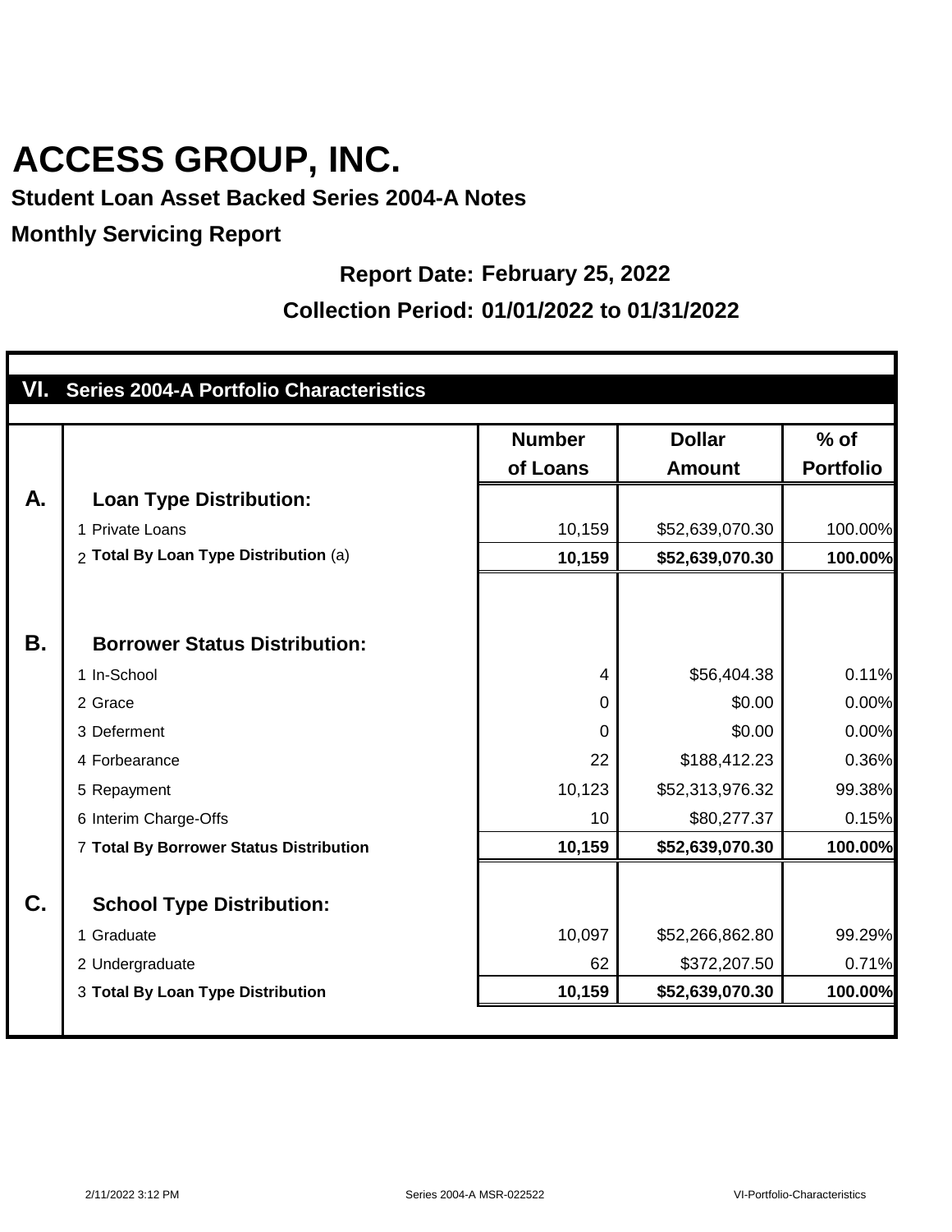# ACCESS GROUP, INC.

**Student Loan Asset Backed Series 2004-A Notes**

**Monthly Servicing Report**

**Report Date: February 25, 2022**

**Collection Period: 01/01/2022 to 01/31/2022**

## VI. Series 2004-A Portfolio Characteristics

| | | Number of Loans | Dollar Amount | % of Portfolio |
|---|---|---|---|---|
| **A.** | **Loan Type Distribution:** | | | |
| | 1 Private Loans | 10,159 | $52,639,070.30 | 100.00% |
| | 2 **Total By Loan Type Distribution** (a) | **10,159** | **$52,639,070.30** | **100.00%** |
| **B.** | **Borrower Status Distribution:** | | | |
| | 1 In-School | 4 | $56,404.38 | 0.11% |
| | 2 Grace | 0 | $0.00 | 0.00% |
| | 3 Deferment | 0 | $0.00 | 0.00% |
| | 4 Forbearance | 22 | $188,412.23 | 0.36% |
| | 5 Repayment | 10,123 | $52,313,976.32 | 99.38% |
| | 6 Interim Charge-Offs | 10 | $80,277.37 | 0.15% |
| | 7 **Total By Borrower Status Distribution** | **10,159** | **$52,639,070.30** | **100.00%** |
| **C.** | **School Type Distribution:** | | | |
| | 1 Graduate | 10,097 | $52,266,862.80 | 99.29% |
| | 2 Undergraduate | 62 | $372,207.50 | 0.71% |
| | 3 **Total By Loan Type Distribution** | **10,159** | **$52,639,070.30** | **100.00%** |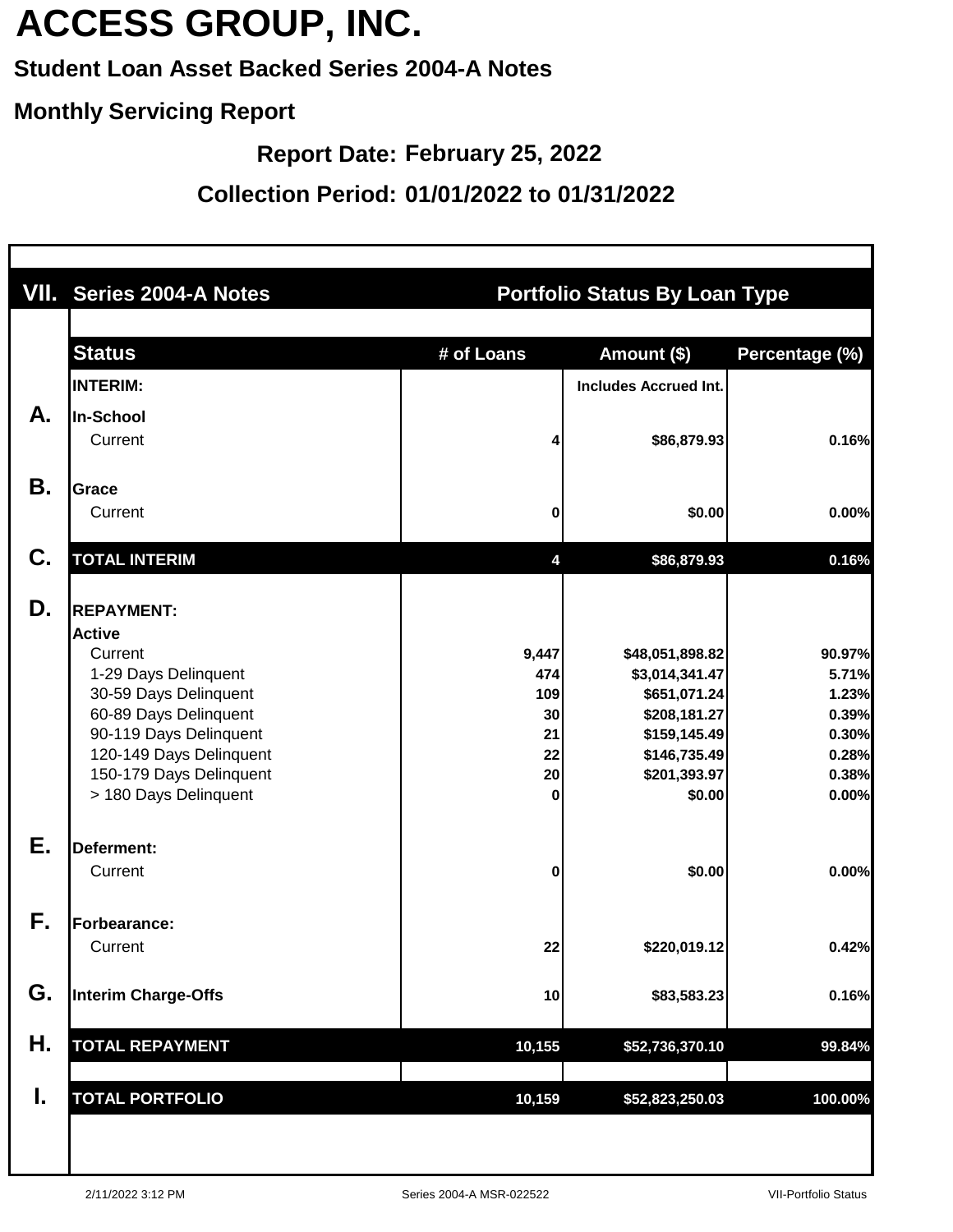# ACCESS GROUP, INC.

**Student Loan Asset Backed Series 2004-A Notes**

**Monthly Servicing Report**

**Report Date: February 25, 2022**

**Collection Period: 01/01/2022 to 01/31/2022**

## VII. Series 2004-A Notes — Portfolio Status By Loan Type

| | Status | # of Loans | Amount ($) | Percentage (%) |
|---|---|---|---|---|
| | **INTERIM:** | | Includes Accrued Int. | |
| **A.** | **In-School** | | | |
| | Current | 4 | $86,879.93 | 0.16% |
| **B.** | **Grace** | | | |
| | Current | 0 | $0.00 | 0.00% |
| **C.** | **TOTAL INTERIM** | 4 | $86,879.93 | 0.16% |
| **D.** | **REPAYMENT:** | | | |
| | **Active** | | | |
| | Current | 9,447 | $48,051,898.82 | 90.97% |
| | 1-29 Days Delinquent | 474 | $3,014,341.47 | 5.71% |
| | 30-59 Days Delinquent | 109 | $651,071.24 | 1.23% |
| | 60-89 Days Delinquent | 30 | $208,181.27 | 0.39% |
| | 90-119 Days Delinquent | 21 | $159,145.49 | 0.30% |
| | 120-149 Days Delinquent | 22 | $146,735.49 | 0.28% |
| | 150-179 Days Delinquent | 20 | $201,393.97 | 0.38% |
| | > 180 Days Delinquent | 0 | $0.00 | 0.00% |
| **E.** | **Deferment:** | | | |
| | Current | 0 | $0.00 | 0.00% |
| **F.** | **Forbearance:** | | | |
| | Current | 22 | $220,019.12 | 0.42% |
| **G.** | **Interim Charge-Offs** | 10 | $83,583.23 | 0.16% |
| **H.** | **TOTAL REPAYMENT** | 10,155 | $52,736,370.10 | 99.84% |
| **I.** | **TOTAL PORTFOLIO** | 10,159 | $52,823,250.03 | 100.00% |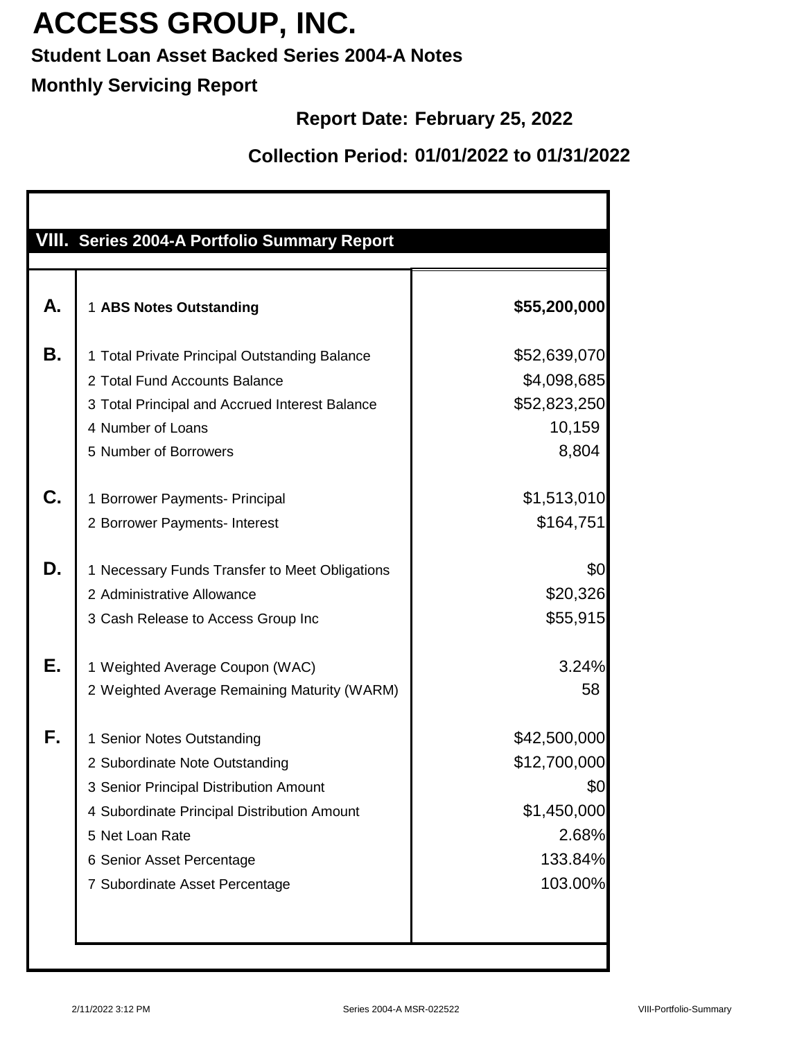# ACCESS GROUP, INC.

**Student Loan Asset Backed Series 2004-A Notes**

**Monthly Servicing Report**

**Report Date: February 25, 2022**

**Collection Period: 01/01/2022 to 01/31/2022**

## VIII. Series 2004-A Portfolio Summary Report

| | | |
|---|---|---|
| **A.** | 1 **ABS Notes Outstanding** | **$55,200,000** |
| **B.** | 1 Total Private Principal Outstanding Balance | $52,639,070 |
| | 2 Total Fund Accounts Balance | $4,098,685 |
| | 3 Total Principal and Accrued Interest Balance | $52,823,250 |
| | 4 Number of Loans | 10,159 |
| | 5 Number of Borrowers | 8,804 |
| **C.** | 1 Borrower Payments- Principal | $1,513,010 |
| | 2 Borrower Payments- Interest | $164,751 |
| **D.** | 1 Necessary Funds Transfer to Meet Obligations | $0 |
| | 2 Administrative Allowance | $20,326 |
| | 3 Cash Release to Access Group Inc | $55,915 |
| **E.** | 1 Weighted Average Coupon (WAC) | 3.24% |
| | 2 Weighted Average Remaining Maturity (WARM) | 58 |
| **F.** | 1 Senior Notes Outstanding | $42,500,000 |
| | 2 Subordinate Note Outstanding | $12,700,000 |
| | 3 Senior Principal Distribution Amount | $0 |
| | 4 Subordinate Principal Distribution Amount | $1,450,000 |
| | 5 Net Loan Rate | 2.68% |
| | 6 Senior Asset Percentage | 133.84% |
| | 7 Subordinate Asset Percentage | 103.00% |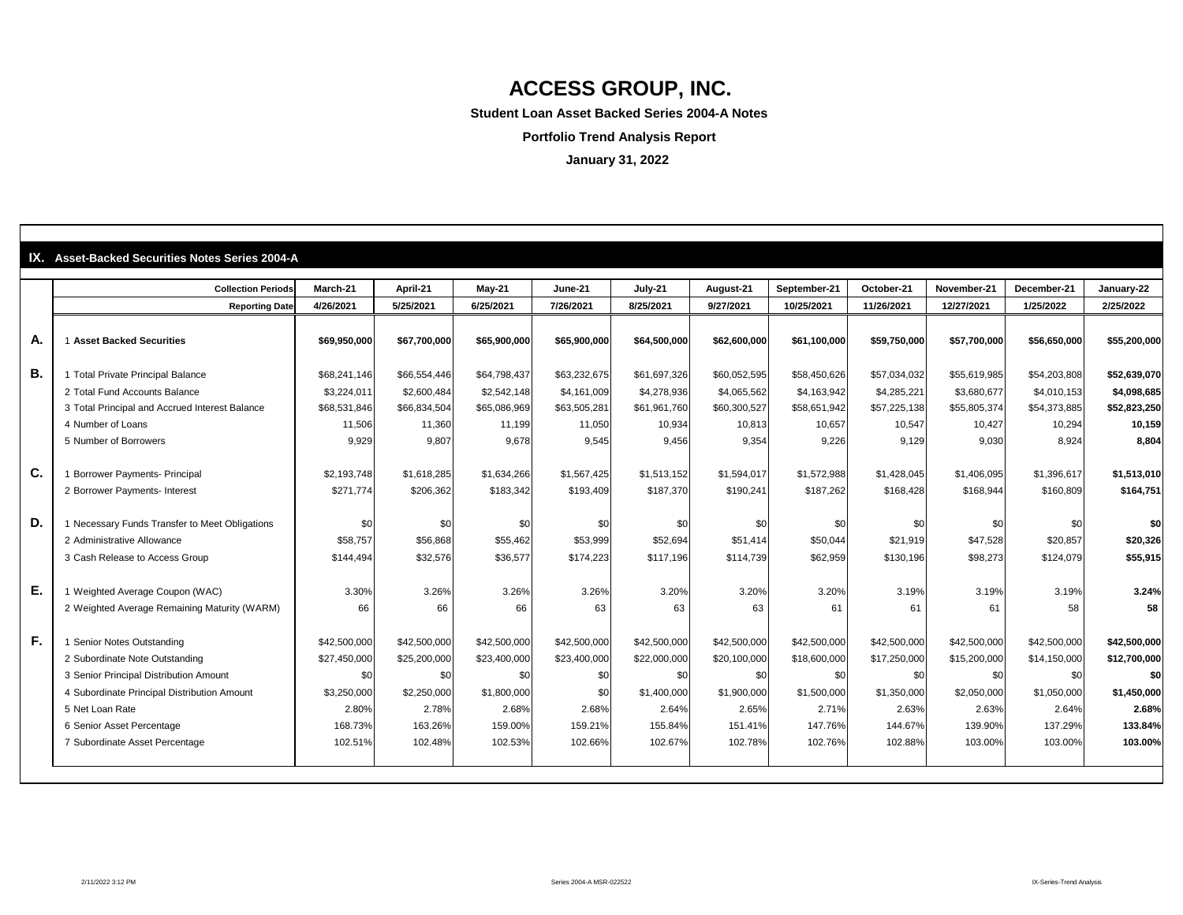# ACCESS GROUP, INC.

**Student Loan Asset Backed Series 2004-A Notes**

**Portfolio Trend Analysis Report**

**January 31, 2022**

## IX. Asset-Backed Securities Notes Series 2004-A

| | | March-21 | April-21 | May-21 | June-21 | July-21 | August-21 | September-21 | October-21 | November-21 | December-21 | January-22 |
|---|---|---|---|---|---|---|---|---|---|---|---|---|
| | **Collection Periods** | **March-21** | **April-21** | **May-21** | **June-21** | **July-21** | **August-21** | **September-21** | **October-21** | **November-21** | **December-21** | **January-22** |
| | **Reporting Date** | **4/26/2021** | **5/25/2021** | **6/25/2021** | **7/26/2021** | **8/25/2021** | **9/27/2021** | **10/25/2021** | **11/26/2021** | **12/27/2021** | **1/25/2022** | **2/25/2022** |
| **A.** | 1 **Asset Backed Securities** | **$69,950,000** | **$67,700,000** | **$65,900,000** | **$65,900,000** | **$64,500,000** | **$62,600,000** | **$61,100,000** | **$59,750,000** | **$57,700,000** | **$56,650,000** | **$55,200,000** |
| **B.** | 1 Total Private Principal Balance | $68,241,146 | $66,554,446 | $64,798,437 | $63,232,675 | $61,697,326 | $60,052,595 | $58,450,626 | $57,034,032 | $55,619,985 | $54,203,808 | **$52,639,070** |
| | 2 Total Fund Accounts Balance | $3,224,011 | $2,600,484 | $2,542,148 | $4,161,009 | $4,278,936 | $4,065,562 | $4,163,942 | $4,285,221 | $3,680,677 | $4,010,153 | **$4,098,685** |
| | 3 Total Principal and Accrued Interest Balance | $68,531,846 | $66,834,504 | $65,086,969 | $63,505,281 | $61,961,760 | $60,300,527 | $58,651,942 | $57,225,138 | $55,805,374 | $54,373,885 | **$52,823,250** |
| | 4 Number of Loans | 11,506 | 11,360 | 11,199 | 11,050 | 10,934 | 10,813 | 10,657 | 10,547 | 10,427 | 10,294 | **10,159** |
| | 5 Number of Borrowers | 9,929 | 9,807 | 9,678 | 9,545 | 9,456 | 9,354 | 9,226 | 9,129 | 9,030 | 8,924 | **8,804** |
| **C.** | 1 Borrower Payments- Principal | $2,193,748 | $1,618,285 | $1,634,266 | $1,567,425 | $1,513,152 | $1,594,017 | $1,572,988 | $1,428,045 | $1,406,095 | $1,396,617 | **$1,513,010** |
| | 2 Borrower Payments- Interest | $271,774 | $206,362 | $183,342 | $193,409 | $187,370 | $190,241 | $187,262 | $168,428 | $168,944 | $160,809 | **$164,751** |
| **D.** | 1 Necessary Funds Transfer to Meet Obligations | $0 | $0 | $0 | $0 | $0 | $0 | $0 | $0 | $0 | $0 | **$0** |
| | 2 Administrative Allowance | $58,757 | $56,868 | $55,462 | $53,999 | $52,694 | $51,414 | $50,044 | $21,919 | $47,528 | $20,857 | **$20,326** |
| | 3 Cash Release to Access Group | $144,494 | $32,576 | $36,577 | $174,223 | $117,196 | $114,739 | $62,959 | $130,196 | $98,273 | $124,079 | **$55,915** |
| **E.** | 1 Weighted Average Coupon (WAC) | 3.30% | 3.26% | 3.26% | 3.26% | 3.20% | 3.20% | 3.20% | 3.19% | 3.19% | 3.19% | **3.24%** |
| | 2 Weighted Average Remaining Maturity (WARM) | 66 | 66 | 66 | 63 | 63 | 63 | 61 | 61 | 61 | 58 | **58** |
| **F.** | 1 Senior Notes Outstanding | $42,500,000 | $42,500,000 | $42,500,000 | $42,500,000 | $42,500,000 | $42,500,000 | $42,500,000 | $42,500,000 | $42,500,000 | $42,500,000 | **$42,500,000** |
| | 2 Subordinate Note Outstanding | $27,450,000 | $25,200,000 | $23,400,000 | $23,400,000 | $22,000,000 | $20,100,000 | $18,600,000 | $17,250,000 | $15,200,000 | $14,150,000 | **$12,700,000** |
| | 3 Senior Principal Distribution Amount | $0 | $0 | $0 | $0 | $0 | $0 | $0 | $0 | $0 | $0 | **$0** |
| | 4 Subordinate Principal Distribution Amount | $3,250,000 | $2,250,000 | $1,800,000 | $0 | $1,400,000 | $1,900,000 | $1,500,000 | $1,350,000 | $2,050,000 | $1,050,000 | **$1,450,000** |
| | 5 Net Loan Rate | 2.80% | 2.78% | 2.68% | 2.68% | 2.64% | 2.65% | 2.71% | 2.63% | 2.63% | 2.64% | **2.68%** |
| | 6 Senior Asset Percentage | 168.73% | 163.26% | 159.00% | 159.21% | 155.84% | 151.41% | 147.76% | 144.67% | 139.90% | 137.29% | **133.84%** |
| | 7 Subordinate Asset Percentage | 102.51% | 102.48% | 102.53% | 102.66% | 102.67% | 102.78% | 102.76% | 102.88% | 103.00% | 103.00% | **103.00%** |

2/11/2022 3:12 PM Series 2004-A MSR-022522 IX-Series-Trend Analysis